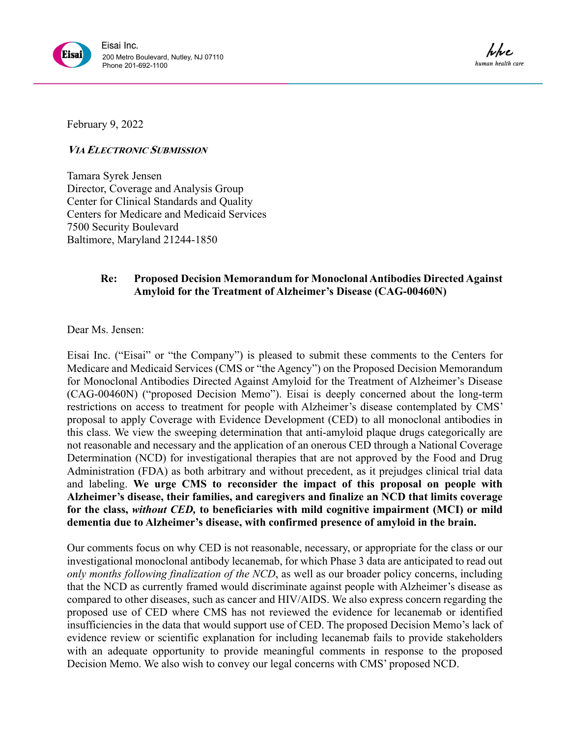Eisai Inc.
200 Metro Boulevard, Nutley, NJ 07110
Phone 201-692-1100

hhc
human health care

February 9, 2022

***VIA ELECTRONIC SUBMISSION***

Tamara Syrek Jensen
Director, Coverage and Analysis Group
Center for Clinical Standards and Quality
Centers for Medicare and Medicaid Services
7500 Security Boulevard
Baltimore, Maryland 21244-1850

**Re: Proposed Decision Memorandum for Monoclonal Antibodies Directed Against Amyloid for the Treatment of Alzheimer's Disease (CAG-00460N)**

Dear Ms. Jensen:

Eisai Inc. ("Eisai" or "the Company") is pleased to submit these comments to the Centers for Medicare and Medicaid Services (CMS or "the Agency") on the Proposed Decision Memorandum for Monoclonal Antibodies Directed Against Amyloid for the Treatment of Alzheimer's Disease (CAG-00460N) ("proposed Decision Memo"). Eisai is deeply concerned about the long-term restrictions on access to treatment for people with Alzheimer's disease contemplated by CMS' proposal to apply Coverage with Evidence Development (CED) to all monoclonal antibodies in this class. We view the sweeping determination that anti-amyloid plaque drugs categorically are not reasonable and necessary and the application of an onerous CED through a National Coverage Determination (NCD) for investigational therapies that are not approved by the Food and Drug Administration (FDA) as both arbitrary and without precedent, as it prejudges clinical trial data and labeling. **We urge CMS to reconsider the impact of this proposal on people with Alzheimer's disease, their families, and caregivers and finalize an NCD that limits coverage for the class, *without CED,* to beneficiaries with mild cognitive impairment (MCI) or mild dementia due to Alzheimer's disease, with confirmed presence of amyloid in the brain.**

Our comments focus on why CED is not reasonable, necessary, or appropriate for the class or our investigational monoclonal antibody lecanemab, for which Phase 3 data are anticipated to read out *only months following finalization of the NCD*, as well as our broader policy concerns, including that the NCD as currently framed would discriminate against people with Alzheimer's disease as compared to other diseases, such as cancer and HIV/AIDS. We also express concern regarding the proposed use of CED where CMS has not reviewed the evidence for lecanemab or identified insufficiencies in the data that would support use of CED. The proposed Decision Memo's lack of evidence review or scientific explanation for including lecanemab fails to provide stakeholders with an adequate opportunity to provide meaningful comments in response to the proposed Decision Memo. We also wish to convey our legal concerns with CMS' proposed NCD.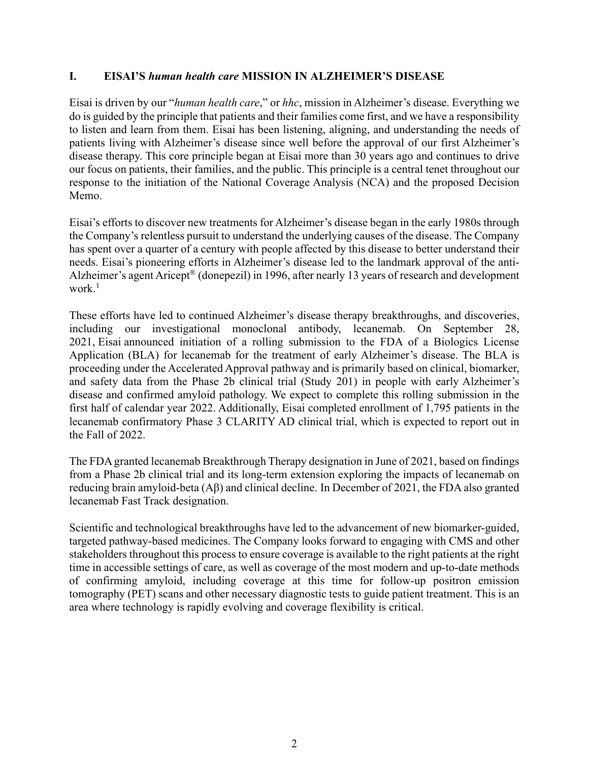## I. EISAI'S *human health care* MISSION IN ALZHEIMER'S DISEASE

Eisai is driven by our "*human health care*," or *hhc*, mission in Alzheimer's disease. Everything we do is guided by the principle that patients and their families come first, and we have a responsibility to listen and learn from them. Eisai has been listening, aligning, and understanding the needs of patients living with Alzheimer's disease since well before the approval of our first Alzheimer's disease therapy. This core principle began at Eisai more than 30 years ago and continues to drive our focus on patients, their families, and the public. This principle is a central tenet throughout our response to the initiation of the National Coverage Analysis (NCA) and the proposed Decision Memo.

Eisai's efforts to discover new treatments for Alzheimer's disease began in the early 1980s through the Company's relentless pursuit to understand the underlying causes of the disease. The Company has spent over a quarter of a century with people affected by this disease to better understand their needs. Eisai's pioneering efforts in Alzheimer's disease led to the landmark approval of the anti-Alzheimer's agent Aricept® (donepezil) in 1996, after nearly 13 years of research and development work.[1]

These efforts have led to continued Alzheimer's disease therapy breakthroughs, and discoveries, including our investigational monoclonal antibody, lecanemab. On September 28, 2021, Eisai announced initiation of a rolling submission to the FDA of a Biologics License Application (BLA) for lecanemab for the treatment of early Alzheimer's disease. The BLA is proceeding under the Accelerated Approval pathway and is primarily based on clinical, biomarker, and safety data from the Phase 2b clinical trial (Study 201) in people with early Alzheimer's disease and confirmed amyloid pathology. We expect to complete this rolling submission in the first half of calendar year 2022. Additionally, Eisai completed enrollment of 1,795 patients in the lecanemab confirmatory Phase 3 CLARITY AD clinical trial, which is expected to report out in the Fall of 2022.

The FDA granted lecanemab Breakthrough Therapy designation in June of 2021, based on findings from a Phase 2b clinical trial and its long-term extension exploring the impacts of lecanemab on reducing brain amyloid-beta (Aβ) and clinical decline. In December of 2021, the FDA also granted lecanemab Fast Track designation.

Scientific and technological breakthroughs have led to the advancement of new biomarker-guided, targeted pathway-based medicines. The Company looks forward to engaging with CMS and other stakeholders throughout this process to ensure coverage is available to the right patients at the right time in accessible settings of care, as well as coverage of the most modern and up-to-date methods of confirming amyloid, including coverage at this time for follow-up positron emission tomography (PET) scans and other necessary diagnostic tests to guide patient treatment. This is an area where technology is rapidly evolving and coverage flexibility is critical.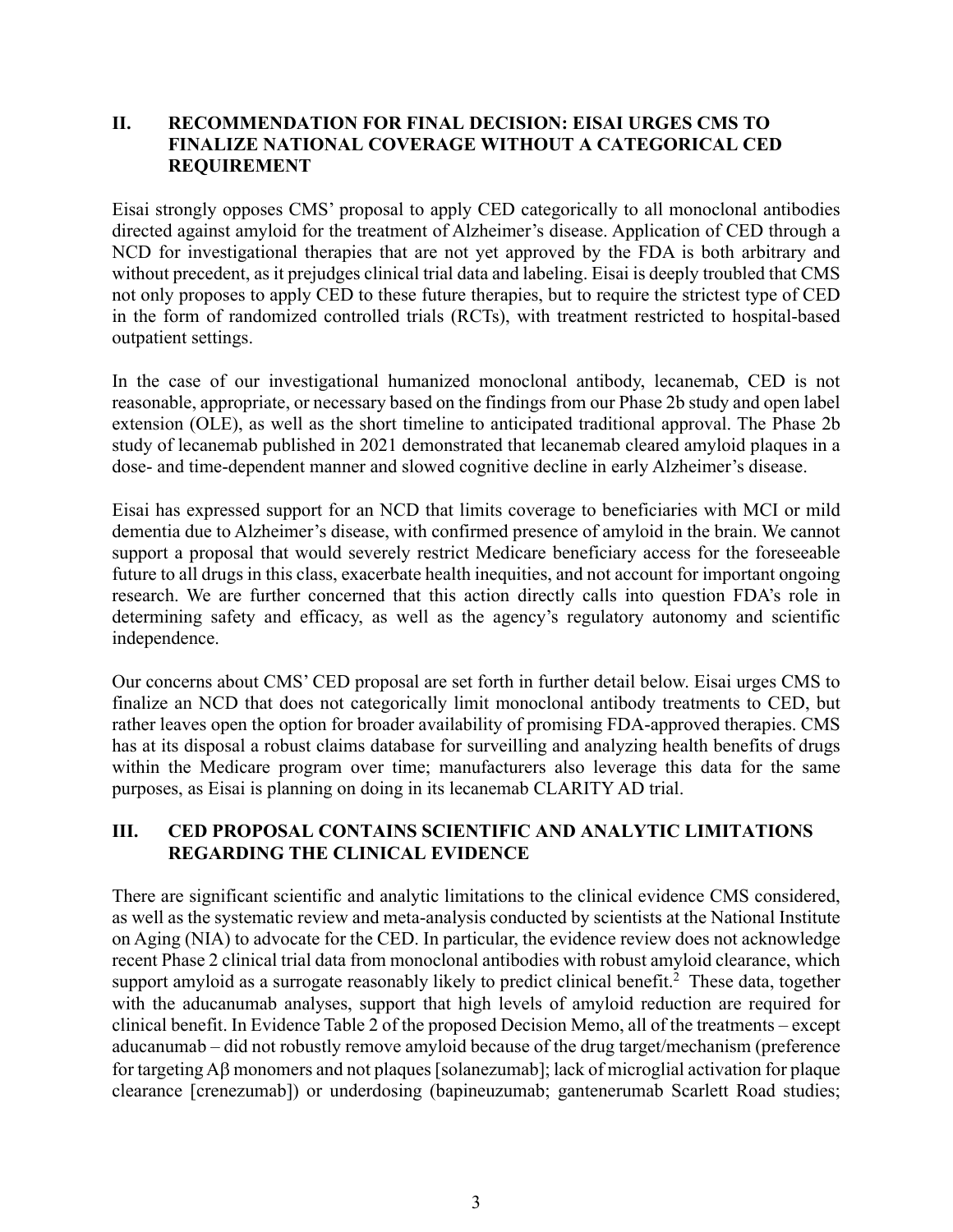## II. RECOMMENDATION FOR FINAL DECISION: EISAI URGES CMS TO FINALIZE NATIONAL COVERAGE WITHOUT A CATEGORICAL CED REQUIREMENT

Eisai strongly opposes CMS' proposal to apply CED categorically to all monoclonal antibodies directed against amyloid for the treatment of Alzheimer's disease. Application of CED through a NCD for investigational therapies that are not yet approved by the FDA is both arbitrary and without precedent, as it prejudges clinical trial data and labeling. Eisai is deeply troubled that CMS not only proposes to apply CED to these future therapies, but to require the strictest type of CED in the form of randomized controlled trials (RCTs), with treatment restricted to hospital-based outpatient settings.

In the case of our investigational humanized monoclonal antibody, lecanemab, CED is not reasonable, appropriate, or necessary based on the findings from our Phase 2b study and open label extension (OLE), as well as the short timeline to anticipated traditional approval. The Phase 2b study of lecanemab published in 2021 demonstrated that lecanemab cleared amyloid plaques in a dose- and time-dependent manner and slowed cognitive decline in early Alzheimer's disease.

Eisai has expressed support for an NCD that limits coverage to beneficiaries with MCI or mild dementia due to Alzheimer's disease, with confirmed presence of amyloid in the brain. We cannot support a proposal that would severely restrict Medicare beneficiary access for the foreseeable future to all drugs in this class, exacerbate health inequities, and not account for important ongoing research. We are further concerned that this action directly calls into question FDA's role in determining safety and efficacy, as well as the agency's regulatory autonomy and scientific independence.

Our concerns about CMS' CED proposal are set forth in further detail below. Eisai urges CMS to finalize an NCD that does not categorically limit monoclonal antibody treatments to CED, but rather leaves open the option for broader availability of promising FDA-approved therapies. CMS has at its disposal a robust claims database for surveilling and analyzing health benefits of drugs within the Medicare program over time; manufacturers also leverage this data for the same purposes, as Eisai is planning on doing in its lecanemab CLARITY AD trial.

## III. CED PROPOSAL CONTAINS SCIENTIFIC AND ANALYTIC LIMITATIONS REGARDING THE CLINICAL EVIDENCE

There are significant scientific and analytic limitations to the clinical evidence CMS considered, as well as the systematic review and meta-analysis conducted by scientists at the National Institute on Aging (NIA) to advocate for the CED. In particular, the evidence review does not acknowledge recent Phase 2 clinical trial data from monoclonal antibodies with robust amyloid clearance, which support amyloid as a surrogate reasonably likely to predict clinical benefit.[2] These data, together with the aducanumab analyses, support that high levels of amyloid reduction are required for clinical benefit. In Evidence Table 2 of the proposed Decision Memo, all of the treatments – except aducanumab – did not robustly remove amyloid because of the drug target/mechanism (preference for targeting Aβ monomers and not plaques [solanezumab]; lack of microglial activation for plaque clearance [crenezumab]) or underdosing (bapineuzumab; gantenerumab Scarlett Road studies;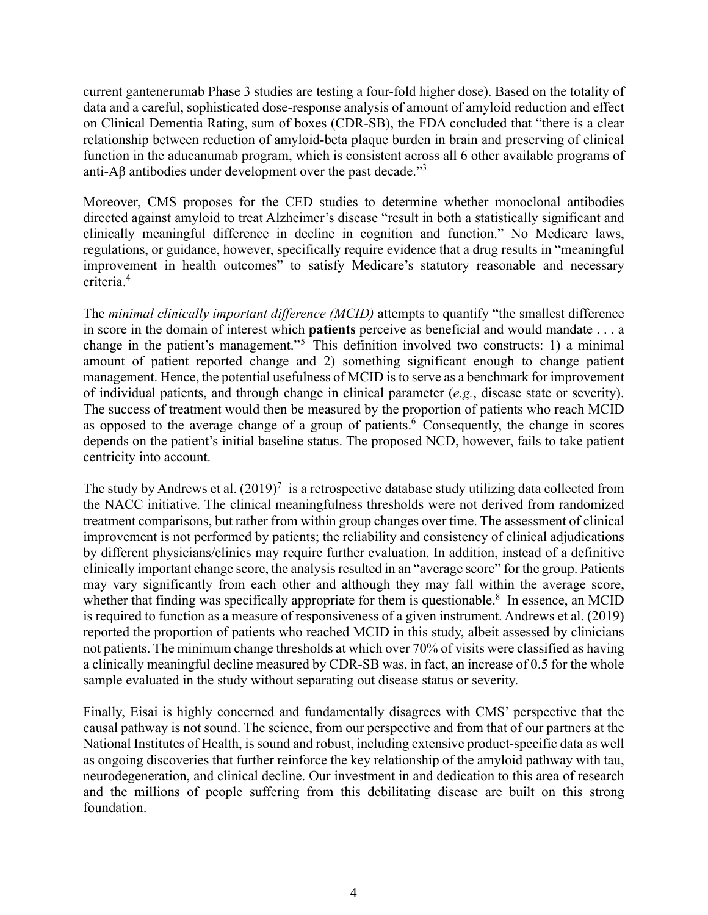current gantenerumab Phase 3 studies are testing a four-fold higher dose). Based on the totality of data and a careful, sophisticated dose-response analysis of amount of amyloid reduction and effect on Clinical Dementia Rating, sum of boxes (CDR-SB), the FDA concluded that "there is a clear relationship between reduction of amyloid-beta plaque burden in brain and preserving of clinical function in the aducanumab program, which is consistent across all 6 other available programs of anti-Aβ antibodies under development over the past decade."[3]

Moreover, CMS proposes for the CED studies to determine whether monoclonal antibodies directed against amyloid to treat Alzheimer's disease "result in both a statistically significant and clinically meaningful difference in decline in cognition and function." No Medicare laws, regulations, or guidance, however, specifically require evidence that a drug results in "meaningful improvement in health outcomes" to satisfy Medicare's statutory reasonable and necessary criteria.[4]

The *minimal clinically important difference (MCID)* attempts to quantify "the smallest difference in score in the domain of interest which **patients** perceive as beneficial and would mandate . . . a change in the patient's management."[5] This definition involved two constructs: 1) a minimal amount of patient reported change and 2) something significant enough to change patient management. Hence, the potential usefulness of MCID is to serve as a benchmark for improvement of individual patients, and through change in clinical parameter (*e.g.*, disease state or severity). The success of treatment would then be measured by the proportion of patients who reach MCID as opposed to the average change of a group of patients.[6] Consequently, the change in scores depends on the patient's initial baseline status. The proposed NCD, however, fails to take patient centricity into account.

The study by Andrews et al. (2019)[7] is a retrospective database study utilizing data collected from the NACC initiative. The clinical meaningfulness thresholds were not derived from randomized treatment comparisons, but rather from within group changes over time. The assessment of clinical improvement is not performed by patients; the reliability and consistency of clinical adjudications by different physicians/clinics may require further evaluation. In addition, instead of a definitive clinically important change score, the analysis resulted in an "average score" for the group. Patients may vary significantly from each other and although they may fall within the average score, whether that finding was specifically appropriate for them is questionable.[8] In essence, an MCID is required to function as a measure of responsiveness of a given instrument. Andrews et al. (2019) reported the proportion of patients who reached MCID in this study, albeit assessed by clinicians not patients. The minimum change thresholds at which over 70% of visits were classified as having a clinically meaningful decline measured by CDR-SB was, in fact, an increase of 0.5 for the whole sample evaluated in the study without separating out disease status or severity.

Finally, Eisai is highly concerned and fundamentally disagrees with CMS' perspective that the causal pathway is not sound. The science, from our perspective and from that of our partners at the National Institutes of Health, is sound and robust, including extensive product-specific data as well as ongoing discoveries that further reinforce the key relationship of the amyloid pathway with tau, neurodegeneration, and clinical decline. Our investment in and dedication to this area of research and the millions of people suffering from this debilitating disease are built on this strong foundation.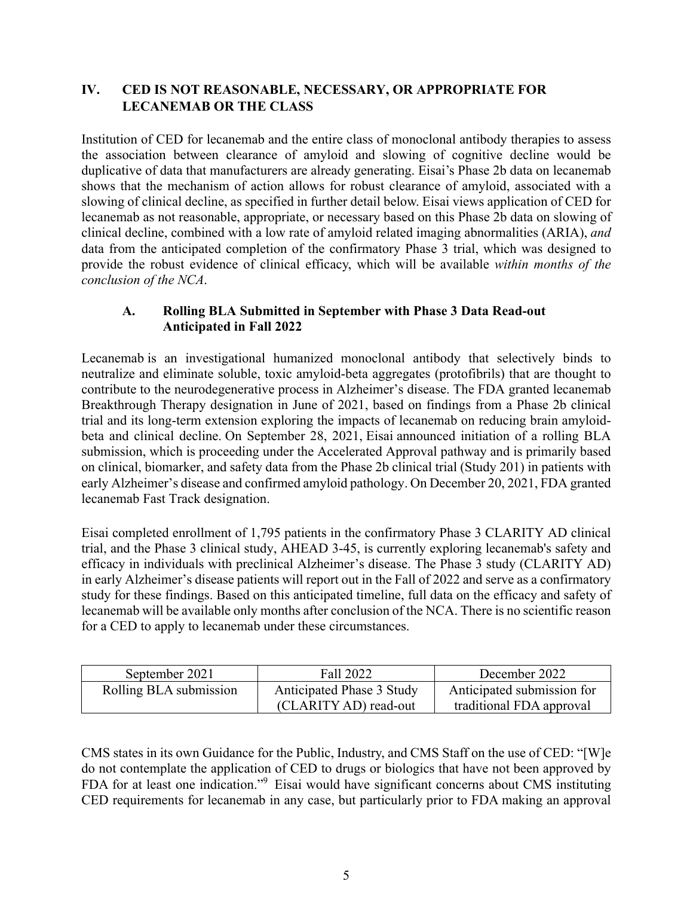## IV. CED IS NOT REASONABLE, NECESSARY, OR APPROPRIATE FOR LECANEMAB OR THE CLASS

Institution of CED for lecanemab and the entire class of monoclonal antibody therapies to assess the association between clearance of amyloid and slowing of cognitive decline would be duplicative of data that manufacturers are already generating. Eisai's Phase 2b data on lecanemab shows that the mechanism of action allows for robust clearance of amyloid, associated with a slowing of clinical decline, as specified in further detail below. Eisai views application of CED for lecanemab as not reasonable, appropriate, or necessary based on this Phase 2b data on slowing of clinical decline, combined with a low rate of amyloid related imaging abnormalities (ARIA), *and* data from the anticipated completion of the confirmatory Phase 3 trial, which was designed to provide the robust evidence of clinical efficacy, which will be available *within months of the conclusion of the NCA*.

### A. Rolling BLA Submitted in September with Phase 3 Data Read-out Anticipated in Fall 2022

Lecanemab is an investigational humanized monoclonal antibody that selectively binds to neutralize and eliminate soluble, toxic amyloid-beta aggregates (protofibrils) that are thought to contribute to the neurodegenerative process in Alzheimer's disease. The FDA granted lecanemab Breakthrough Therapy designation in June of 2021, based on findings from a Phase 2b clinical trial and its long-term extension exploring the impacts of lecanemab on reducing brain amyloid-beta and clinical decline. On September 28, 2021, Eisai announced initiation of a rolling BLA submission, which is proceeding under the Accelerated Approval pathway and is primarily based on clinical, biomarker, and safety data from the Phase 2b clinical trial (Study 201) in patients with early Alzheimer's disease and confirmed amyloid pathology. On December 20, 2021, FDA granted lecanemab Fast Track designation.

Eisai completed enrollment of 1,795 patients in the confirmatory Phase 3 CLARITY AD clinical trial, and the Phase 3 clinical study, AHEAD 3-45, is currently exploring lecanemab's safety and efficacy in individuals with preclinical Alzheimer's disease. The Phase 3 study (CLARITY AD) in early Alzheimer's disease patients will report out in the Fall of 2022 and serve as a confirmatory study for these findings. Based on this anticipated timeline, full data on the efficacy and safety of lecanemab will be available only months after conclusion of the NCA. There is no scientific reason for a CED to apply to lecanemab under these circumstances.

| September 2021 | Fall 2022 | December 2022 |
|---|---|---|
| Rolling BLA submission | Anticipated Phase 3 Study (CLARITY AD) read-out | Anticipated submission for traditional FDA approval |

CMS states in its own Guidance for the Public, Industry, and CMS Staff on the use of CED: "[W]e do not contemplate the application of CED to drugs or biologics that have not been approved by FDA for at least one indication."[9] Eisai would have significant concerns about CMS instituting CED requirements for lecanemab in any case, but particularly prior to FDA making an approval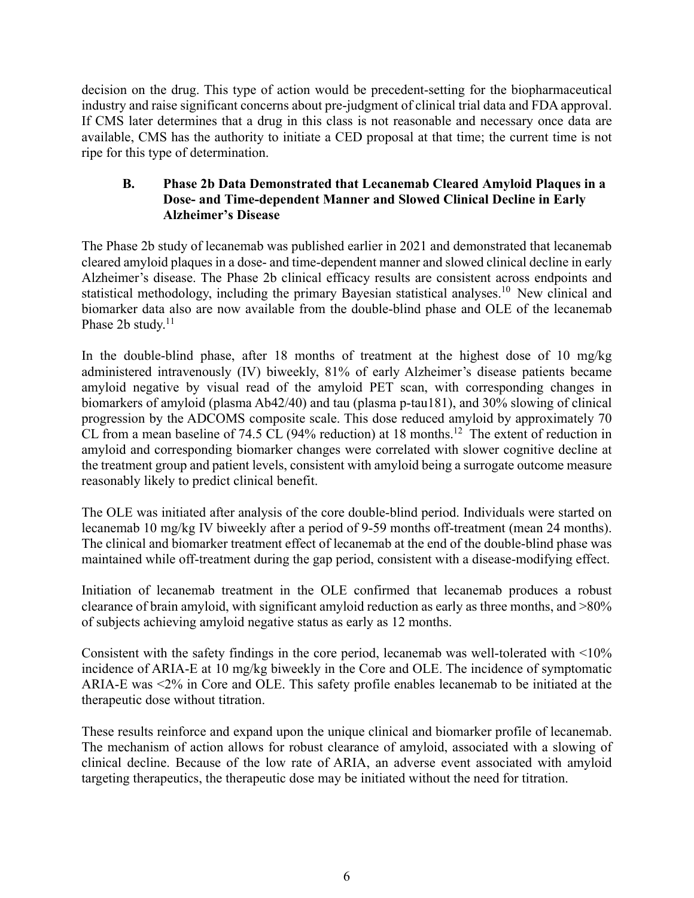decision on the drug. This type of action would be precedent-setting for the biopharmaceutical industry and raise significant concerns about pre-judgment of clinical trial data and FDA approval. If CMS later determines that a drug in this class is not reasonable and necessary once data are available, CMS has the authority to initiate a CED proposal at that time; the current time is not ripe for this type of determination.

### B. Phase 2b Data Demonstrated that Lecanemab Cleared Amyloid Plaques in a Dose- and Time-dependent Manner and Slowed Clinical Decline in Early Alzheimer's Disease

The Phase 2b study of lecanemab was published earlier in 2021 and demonstrated that lecanemab cleared amyloid plaques in a dose- and time-dependent manner and slowed clinical decline in early Alzheimer's disease. The Phase 2b clinical efficacy results are consistent across endpoints and statistical methodology, including the primary Bayesian statistical analyses.[10] New clinical and biomarker data also are now available from the double-blind phase and OLE of the lecanemab Phase 2b study.[11]

In the double-blind phase, after 18 months of treatment at the highest dose of 10 mg/kg administered intravenously (IV) biweekly, 81% of early Alzheimer's disease patients became amyloid negative by visual read of the amyloid PET scan, with corresponding changes in biomarkers of amyloid (plasma Ab42/40) and tau (plasma p-tau181), and 30% slowing of clinical progression by the ADCOMS composite scale. This dose reduced amyloid by approximately 70 CL from a mean baseline of 74.5 CL (94% reduction) at 18 months.[12] The extent of reduction in amyloid and corresponding biomarker changes were correlated with slower cognitive decline at the treatment group and patient levels, consistent with amyloid being a surrogate outcome measure reasonably likely to predict clinical benefit.

The OLE was initiated after analysis of the core double-blind period. Individuals were started on lecanemab 10 mg/kg IV biweekly after a period of 9-59 months off-treatment (mean 24 months). The clinical and biomarker treatment effect of lecanemab at the end of the double-blind phase was maintained while off-treatment during the gap period, consistent with a disease-modifying effect.

Initiation of lecanemab treatment in the OLE confirmed that lecanemab produces a robust clearance of brain amyloid, with significant amyloid reduction as early as three months, and >80% of subjects achieving amyloid negative status as early as 12 months.

Consistent with the safety findings in the core period, lecanemab was well-tolerated with <10% incidence of ARIA-E at 10 mg/kg biweekly in the Core and OLE. The incidence of symptomatic ARIA-E was <2% in Core and OLE. This safety profile enables lecanemab to be initiated at the therapeutic dose without titration.

These results reinforce and expand upon the unique clinical and biomarker profile of lecanemab. The mechanism of action allows for robust clearance of amyloid, associated with a slowing of clinical decline. Because of the low rate of ARIA, an adverse event associated with amyloid targeting therapeutics, the therapeutic dose may be initiated without the need for titration.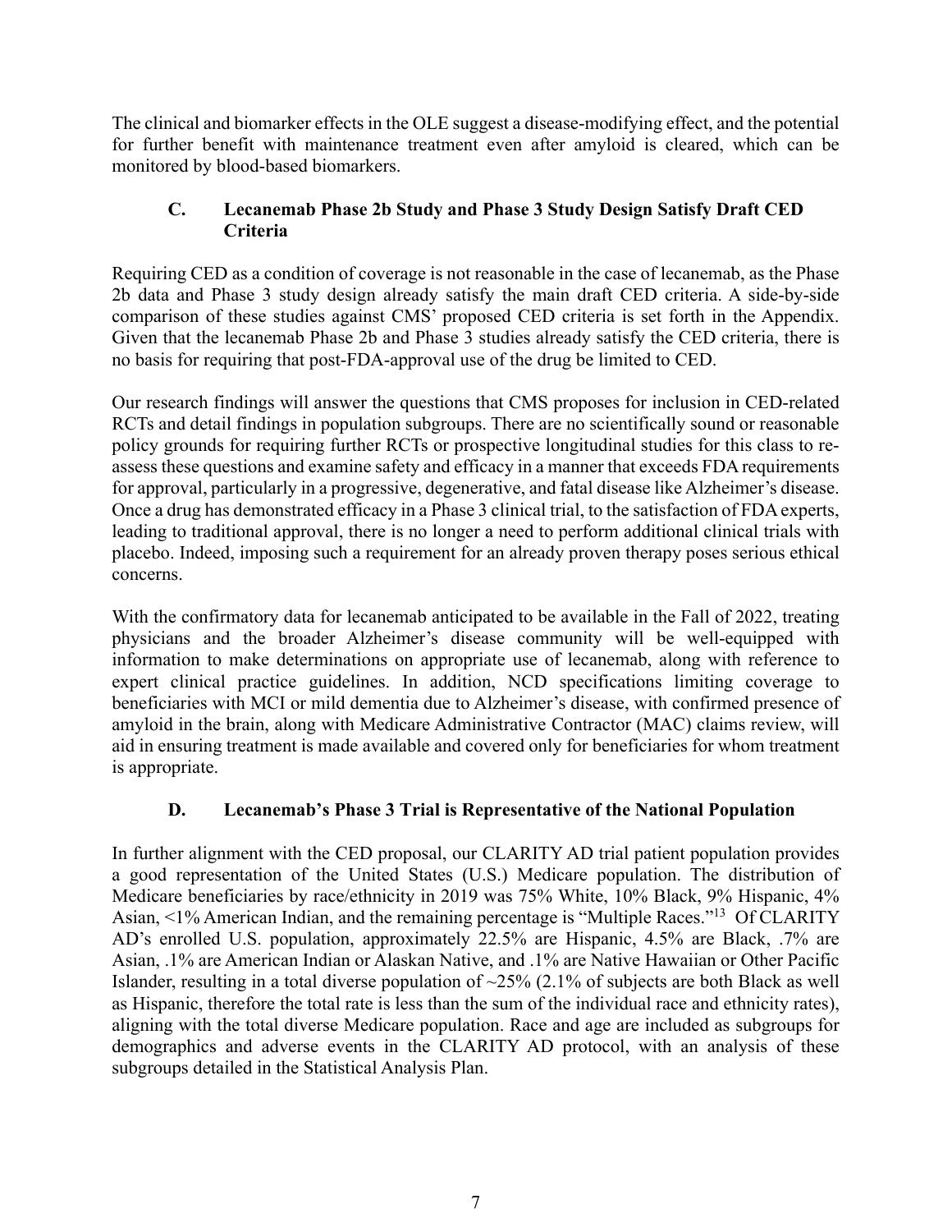The clinical and biomarker effects in the OLE suggest a disease-modifying effect, and the potential for further benefit with maintenance treatment even after amyloid is cleared, which can be monitored by blood-based biomarkers.

### C. Lecanemab Phase 2b Study and Phase 3 Study Design Satisfy Draft CED Criteria

Requiring CED as a condition of coverage is not reasonable in the case of lecanemab, as the Phase 2b data and Phase 3 study design already satisfy the main draft CED criteria. A side-by-side comparison of these studies against CMS' proposed CED criteria is set forth in the Appendix. Given that the lecanemab Phase 2b and Phase 3 studies already satisfy the CED criteria, there is no basis for requiring that post-FDA-approval use of the drug be limited to CED.

Our research findings will answer the questions that CMS proposes for inclusion in CED-related RCTs and detail findings in population subgroups. There are no scientifically sound or reasonable policy grounds for requiring further RCTs or prospective longitudinal studies for this class to re-assess these questions and examine safety and efficacy in a manner that exceeds FDA requirements for approval, particularly in a progressive, degenerative, and fatal disease like Alzheimer's disease. Once a drug has demonstrated efficacy in a Phase 3 clinical trial, to the satisfaction of FDA experts, leading to traditional approval, there is no longer a need to perform additional clinical trials with placebo. Indeed, imposing such a requirement for an already proven therapy poses serious ethical concerns.

With the confirmatory data for lecanemab anticipated to be available in the Fall of 2022, treating physicians and the broader Alzheimer's disease community will be well-equipped with information to make determinations on appropriate use of lecanemab, along with reference to expert clinical practice guidelines. In addition, NCD specifications limiting coverage to beneficiaries with MCI or mild dementia due to Alzheimer's disease, with confirmed presence of amyloid in the brain, along with Medicare Administrative Contractor (MAC) claims review, will aid in ensuring treatment is made available and covered only for beneficiaries for whom treatment is appropriate.

### D. Lecanemab's Phase 3 Trial is Representative of the National Population

In further alignment with the CED proposal, our CLARITY AD trial patient population provides a good representation of the United States (U.S.) Medicare population. The distribution of Medicare beneficiaries by race/ethnicity in 2019 was 75% White, 10% Black, 9% Hispanic, 4% Asian, <1% American Indian, and the remaining percentage is "Multiple Races."[13] Of CLARITY AD's enrolled U.S. population, approximately 22.5% are Hispanic, 4.5% are Black, .7% are Asian, .1% are American Indian or Alaskan Native, and .1% are Native Hawaiian or Other Pacific Islander, resulting in a total diverse population of ~25% (2.1% of subjects are both Black as well as Hispanic, therefore the total rate is less than the sum of the individual race and ethnicity rates), aligning with the total diverse Medicare population. Race and age are included as subgroups for demographics and adverse events in the CLARITY AD protocol, with an analysis of these subgroups detailed in the Statistical Analysis Plan.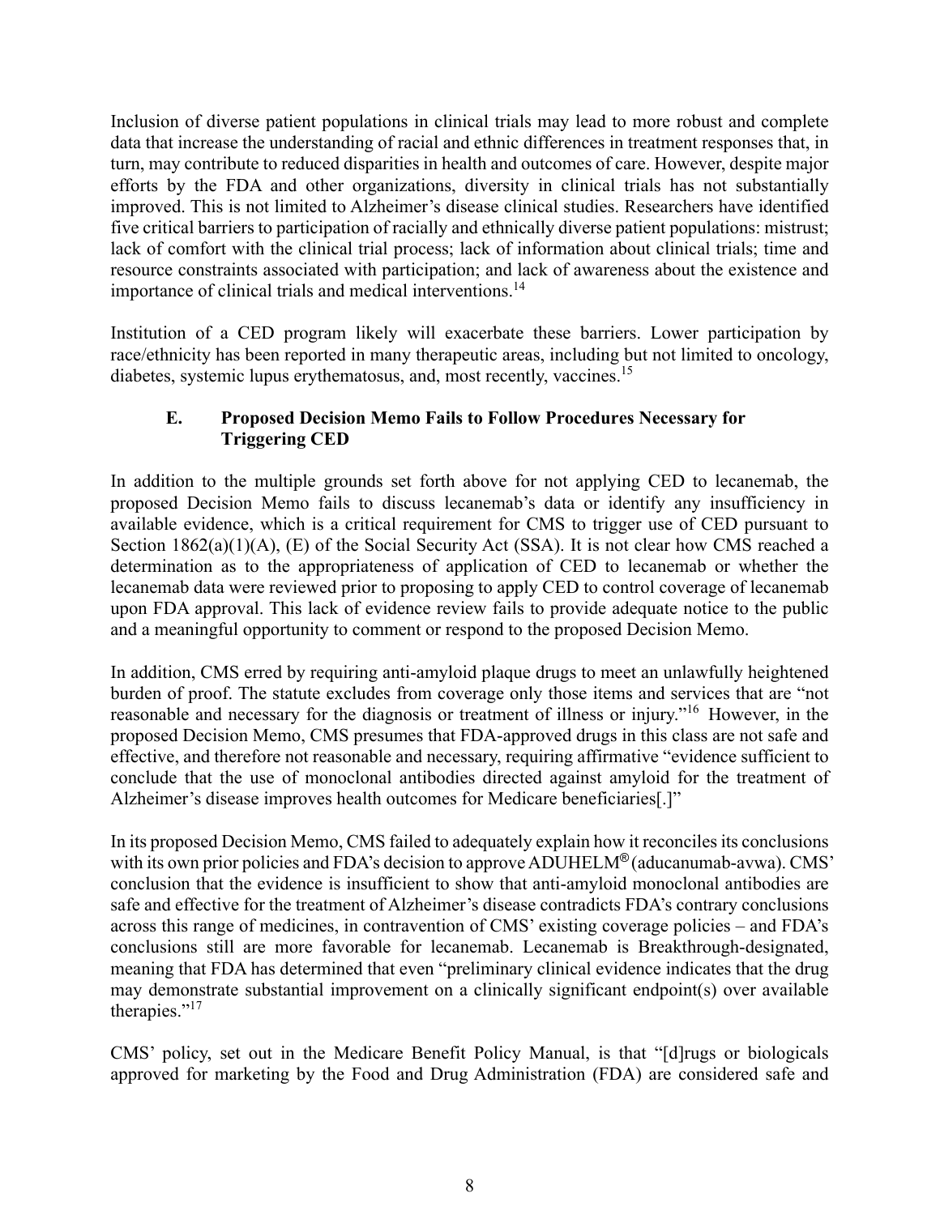Inclusion of diverse patient populations in clinical trials may lead to more robust and complete data that increase the understanding of racial and ethnic differences in treatment responses that, in turn, may contribute to reduced disparities in health and outcomes of care. However, despite major efforts by the FDA and other organizations, diversity in clinical trials has not substantially improved. This is not limited to Alzheimer's disease clinical studies. Researchers have identified five critical barriers to participation of racially and ethnically diverse patient populations: mistrust; lack of comfort with the clinical trial process; lack of information about clinical trials; time and resource constraints associated with participation; and lack of awareness about the existence and importance of clinical trials and medical interventions.[14]

Institution of a CED program likely will exacerbate these barriers. Lower participation by race/ethnicity has been reported in many therapeutic areas, including but not limited to oncology, diabetes, systemic lupus erythematosus, and, most recently, vaccines.[15]

### E. Proposed Decision Memo Fails to Follow Procedures Necessary for Triggering CED

In addition to the multiple grounds set forth above for not applying CED to lecanemab, the proposed Decision Memo fails to discuss lecanemab's data or identify any insufficiency in available evidence, which is a critical requirement for CMS to trigger use of CED pursuant to Section 1862(a)(1)(A), (E) of the Social Security Act (SSA). It is not clear how CMS reached a determination as to the appropriateness of application of CED to lecanemab or whether the lecanemab data were reviewed prior to proposing to apply CED to control coverage of lecanemab upon FDA approval. This lack of evidence review fails to provide adequate notice to the public and a meaningful opportunity to comment or respond to the proposed Decision Memo.

In addition, CMS erred by requiring anti-amyloid plaque drugs to meet an unlawfully heightened burden of proof. The statute excludes from coverage only those items and services that are "not reasonable and necessary for the diagnosis or treatment of illness or injury."[16] However, in the proposed Decision Memo, CMS presumes that FDA-approved drugs in this class are not safe and effective, and therefore not reasonable and necessary, requiring affirmative "evidence sufficient to conclude that the use of monoclonal antibodies directed against amyloid for the treatment of Alzheimer's disease improves health outcomes for Medicare beneficiaries[.]"

In its proposed Decision Memo, CMS failed to adequately explain how it reconciles its conclusions with its own prior policies and FDA's decision to approve ADUHELM® (aducanumab-avwa). CMS' conclusion that the evidence is insufficient to show that anti-amyloid monoclonal antibodies are safe and effective for the treatment of Alzheimer's disease contradicts FDA's contrary conclusions across this range of medicines, in contravention of CMS' existing coverage policies – and FDA's conclusions still are more favorable for lecanemab. Lecanemab is Breakthrough-designated, meaning that FDA has determined that even "preliminary clinical evidence indicates that the drug may demonstrate substantial improvement on a clinically significant endpoint(s) over available therapies."[17]

CMS' policy, set out in the Medicare Benefit Policy Manual, is that "[d]rugs or biologicals approved for marketing by the Food and Drug Administration (FDA) are considered safe and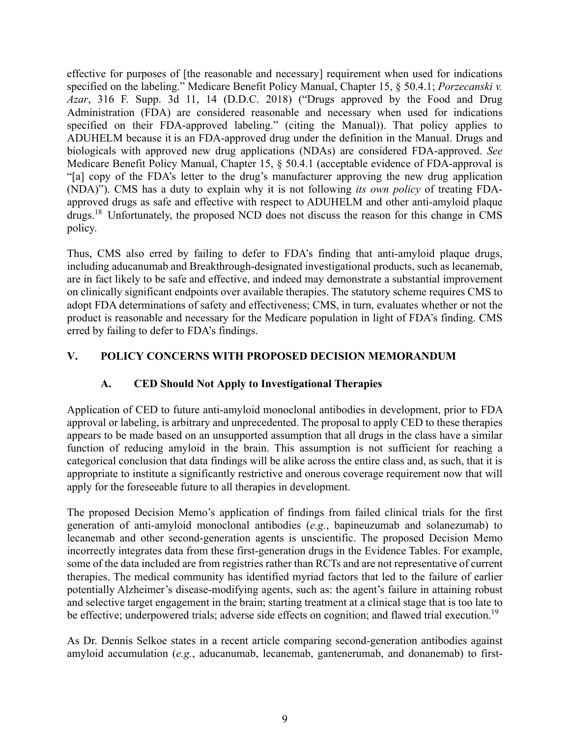effective for purposes of [the reasonable and necessary] requirement when used for indications specified on the labeling." Medicare Benefit Policy Manual, Chapter 15, § 50.4.1; *Porzecanski v. Azar*, 316 F. Supp. 3d 11, 14 (D.D.C. 2018) ("Drugs approved by the Food and Drug Administration (FDA) are considered reasonable and necessary when used for indications specified on their FDA-approved labeling." (citing the Manual)). That policy applies to ADUHELM because it is an FDA-approved drug under the definition in the Manual. Drugs and biologicals with approved new drug applications (NDAs) are considered FDA-approved. *See* Medicare Benefit Policy Manual, Chapter 15, § 50.4.1 (acceptable evidence of FDA-approval is "[a] copy of the FDA's letter to the drug's manufacturer approving the new drug application (NDA)"). CMS has a duty to explain why it is not following *its own policy* of treating FDA-approved drugs as safe and effective with respect to ADUHELM and other anti-amyloid plaque drugs.[18] Unfortunately, the proposed NCD does not discuss the reason for this change in CMS policy.

Thus, CMS also erred by failing to defer to FDA's finding that anti-amyloid plaque drugs, including aducanumab and Breakthrough-designated investigational products, such as lecanemab, are in fact likely to be safe and effective, and indeed may demonstrate a substantial improvement on clinically significant endpoints over available therapies. The statutory scheme requires CMS to adopt FDA determinations of safety and effectiveness; CMS, in turn, evaluates whether or not the product is reasonable and necessary for the Medicare population in light of FDA's finding. CMS erred by failing to defer to FDA's findings.

## V. POLICY CONCERNS WITH PROPOSED DECISION MEMORANDUM

### A. CED Should Not Apply to Investigational Therapies

Application of CED to future anti-amyloid monoclonal antibodies in development, prior to FDA approval or labeling, is arbitrary and unprecedented. The proposal to apply CED to these therapies appears to be made based on an unsupported assumption that all drugs in the class have a similar function of reducing amyloid in the brain. This assumption is not sufficient for reaching a categorical conclusion that data findings will be alike across the entire class and, as such, that it is appropriate to institute a significantly restrictive and onerous coverage requirement now that will apply for the foreseeable future to all therapies in development.

The proposed Decision Memo's application of findings from failed clinical trials for the first generation of anti-amyloid monoclonal antibodies (*e.g.*, bapineuzumab and solanezumab) to lecanemab and other second-generation agents is unscientific. The proposed Decision Memo incorrectly integrates data from these first-generation drugs in the Evidence Tables. For example, some of the data included are from registries rather than RCTs and are not representative of current therapies. The medical community has identified myriad factors that led to the failure of earlier potentially Alzheimer's disease-modifying agents, such as: the agent's failure in attaining robust and selective target engagement in the brain; starting treatment at a clinical stage that is too late to be effective; underpowered trials; adverse side effects on cognition; and flawed trial execution.[19]

As Dr. Dennis Selkoe states in a recent article comparing second-generation antibodies against amyloid accumulation (*e.g.*, aducanumab, lecanemab, gantenerumab, and donanemab) to first-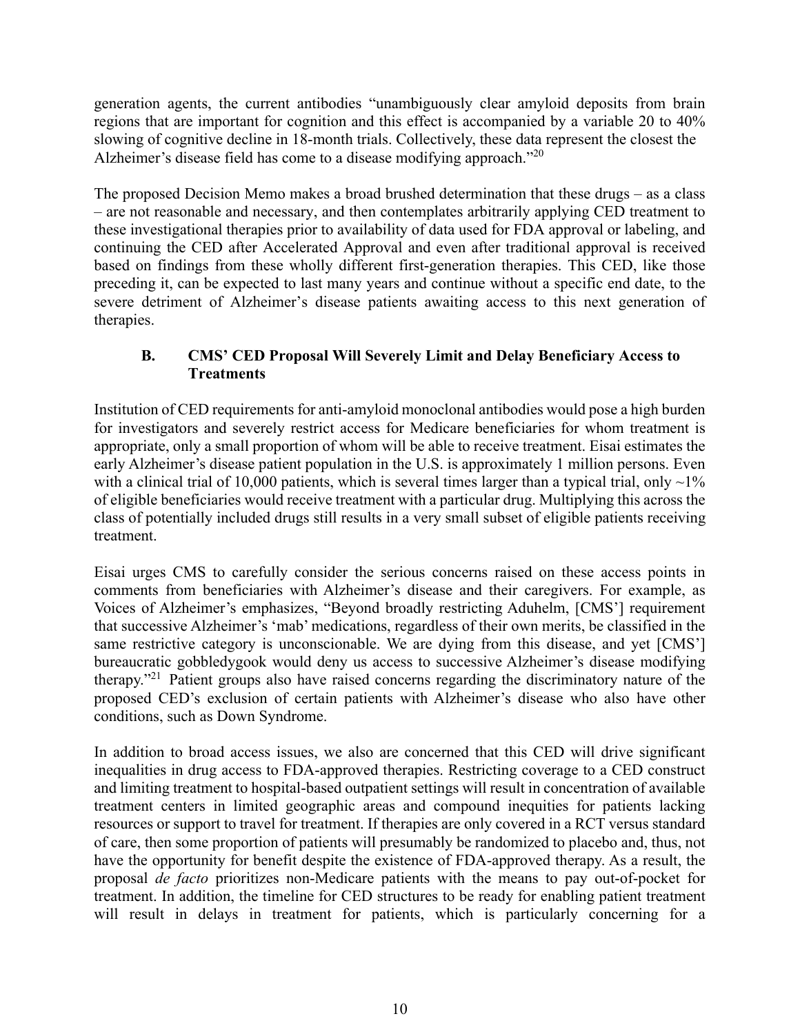generation agents, the current antibodies "unambiguously clear amyloid deposits from brain regions that are important for cognition and this effect is accompanied by a variable 20 to 40% slowing of cognitive decline in 18-month trials. Collectively, these data represent the closest the Alzheimer's disease field has come to a disease modifying approach."[20]

The proposed Decision Memo makes a broad brushed determination that these drugs – as a class – are not reasonable and necessary, and then contemplates arbitrarily applying CED treatment to these investigational therapies prior to availability of data used for FDA approval or labeling, and continuing the CED after Accelerated Approval and even after traditional approval is received based on findings from these wholly different first-generation therapies. This CED, like those preceding it, can be expected to last many years and continue without a specific end date, to the severe detriment of Alzheimer's disease patients awaiting access to this next generation of therapies.

### B. CMS' CED Proposal Will Severely Limit and Delay Beneficiary Access to Treatments

Institution of CED requirements for anti-amyloid monoclonal antibodies would pose a high burden for investigators and severely restrict access for Medicare beneficiaries for whom treatment is appropriate, only a small proportion of whom will be able to receive treatment. Eisai estimates the early Alzheimer's disease patient population in the U.S. is approximately 1 million persons. Even with a clinical trial of 10,000 patients, which is several times larger than a typical trial, only ~1% of eligible beneficiaries would receive treatment with a particular drug. Multiplying this across the class of potentially included drugs still results in a very small subset of eligible patients receiving treatment.

Eisai urges CMS to carefully consider the serious concerns raised on these access points in comments from beneficiaries with Alzheimer's disease and their caregivers. For example, as Voices of Alzheimer's emphasizes, "Beyond broadly restricting Aduhelm, [CMS'] requirement that successive Alzheimer's 'mab' medications, regardless of their own merits, be classified in the same restrictive category is unconscionable. We are dying from this disease, and yet [CMS'] bureaucratic gobbledygook would deny us access to successive Alzheimer's disease modifying therapy."[21] Patient groups also have raised concerns regarding the discriminatory nature of the proposed CED's exclusion of certain patients with Alzheimer's disease who also have other conditions, such as Down Syndrome.

In addition to broad access issues, we also are concerned that this CED will drive significant inequalities in drug access to FDA-approved therapies. Restricting coverage to a CED construct and limiting treatment to hospital-based outpatient settings will result in concentration of available treatment centers in limited geographic areas and compound inequities for patients lacking resources or support to travel for treatment. If therapies are only covered in a RCT versus standard of care, then some proportion of patients will presumably be randomized to placebo and, thus, not have the opportunity for benefit despite the existence of FDA-approved therapy. As a result, the proposal *de facto* prioritizes non-Medicare patients with the means to pay out-of-pocket for treatment. In addition, the timeline for CED structures to be ready for enabling patient treatment will result in delays in treatment for patients, which is particularly concerning for a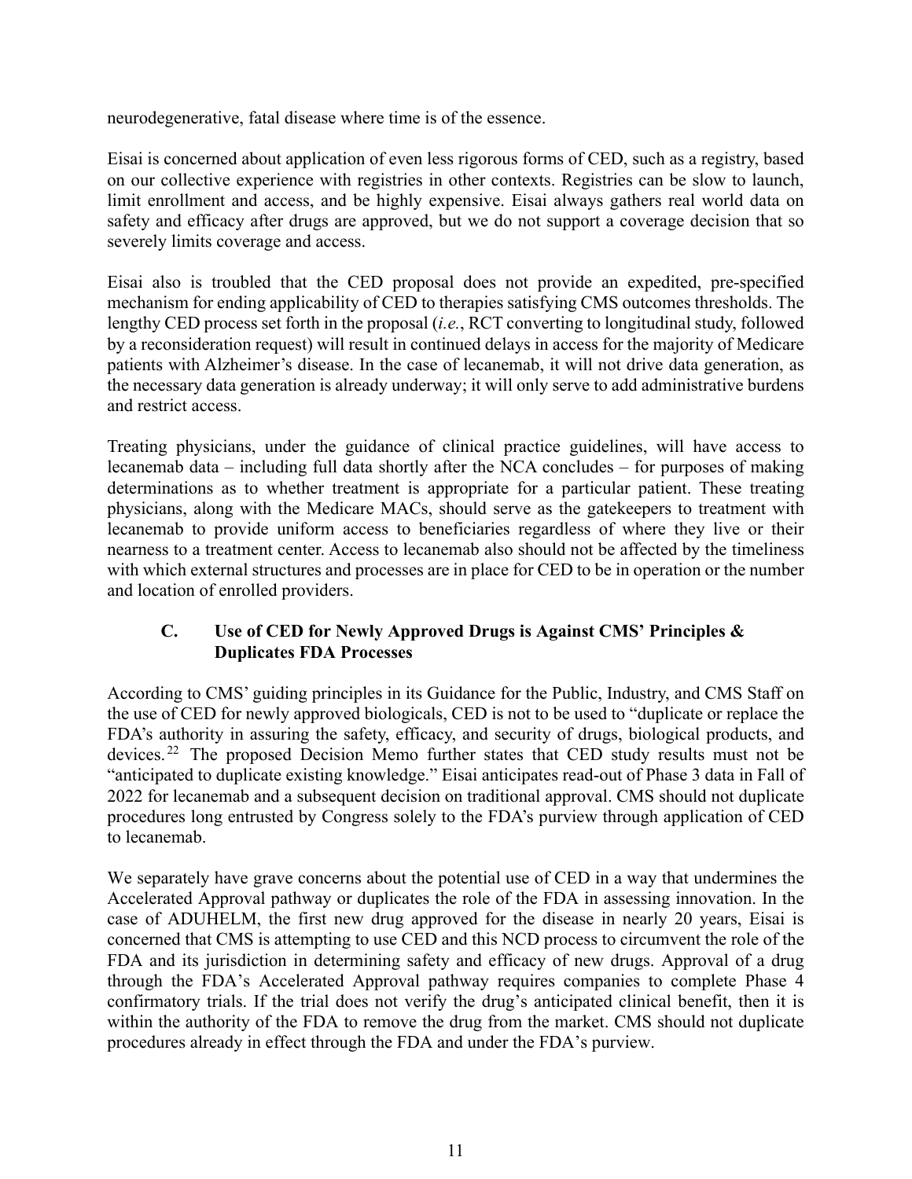neurodegenerative, fatal disease where time is of the essence.

Eisai is concerned about application of even less rigorous forms of CED, such as a registry, based on our collective experience with registries in other contexts. Registries can be slow to launch, limit enrollment and access, and be highly expensive. Eisai always gathers real world data on safety and efficacy after drugs are approved, but we do not support a coverage decision that so severely limits coverage and access.

Eisai also is troubled that the CED proposal does not provide an expedited, pre-specified mechanism for ending applicability of CED to therapies satisfying CMS outcomes thresholds. The lengthy CED process set forth in the proposal (*i.e.*, RCT converting to longitudinal study, followed by a reconsideration request) will result in continued delays in access for the majority of Medicare patients with Alzheimer's disease. In the case of lecanemab, it will not drive data generation, as the necessary data generation is already underway; it will only serve to add administrative burdens and restrict access.

Treating physicians, under the guidance of clinical practice guidelines, will have access to lecanemab data – including full data shortly after the NCA concludes – for purposes of making determinations as to whether treatment is appropriate for a particular patient. These treating physicians, along with the Medicare MACs, should serve as the gatekeepers to treatment with lecanemab to provide uniform access to beneficiaries regardless of where they live or their nearness to a treatment center. Access to lecanemab also should not be affected by the timeliness with which external structures and processes are in place for CED to be in operation or the number and location of enrolled providers.

### C. Use of CED for Newly Approved Drugs is Against CMS' Principles & Duplicates FDA Processes

According to CMS' guiding principles in its Guidance for the Public, Industry, and CMS Staff on the use of CED for newly approved biologicals, CED is not to be used to "duplicate or replace the FDA's authority in assuring the safety, efficacy, and security of drugs, biological products, and devices.[22] The proposed Decision Memo further states that CED study results must not be "anticipated to duplicate existing knowledge." Eisai anticipates read-out of Phase 3 data in Fall of 2022 for lecanemab and a subsequent decision on traditional approval. CMS should not duplicate procedures long entrusted by Congress solely to the FDA's purview through application of CED to lecanemab.

We separately have grave concerns about the potential use of CED in a way that undermines the Accelerated Approval pathway or duplicates the role of the FDA in assessing innovation. In the case of ADUHELM, the first new drug approved for the disease in nearly 20 years, Eisai is concerned that CMS is attempting to use CED and this NCD process to circumvent the role of the FDA and its jurisdiction in determining safety and efficacy of new drugs. Approval of a drug through the FDA's Accelerated Approval pathway requires companies to complete Phase 4 confirmatory trials. If the trial does not verify the drug's anticipated clinical benefit, then it is within the authority of the FDA to remove the drug from the market. CMS should not duplicate procedures already in effect through the FDA and under the FDA's purview.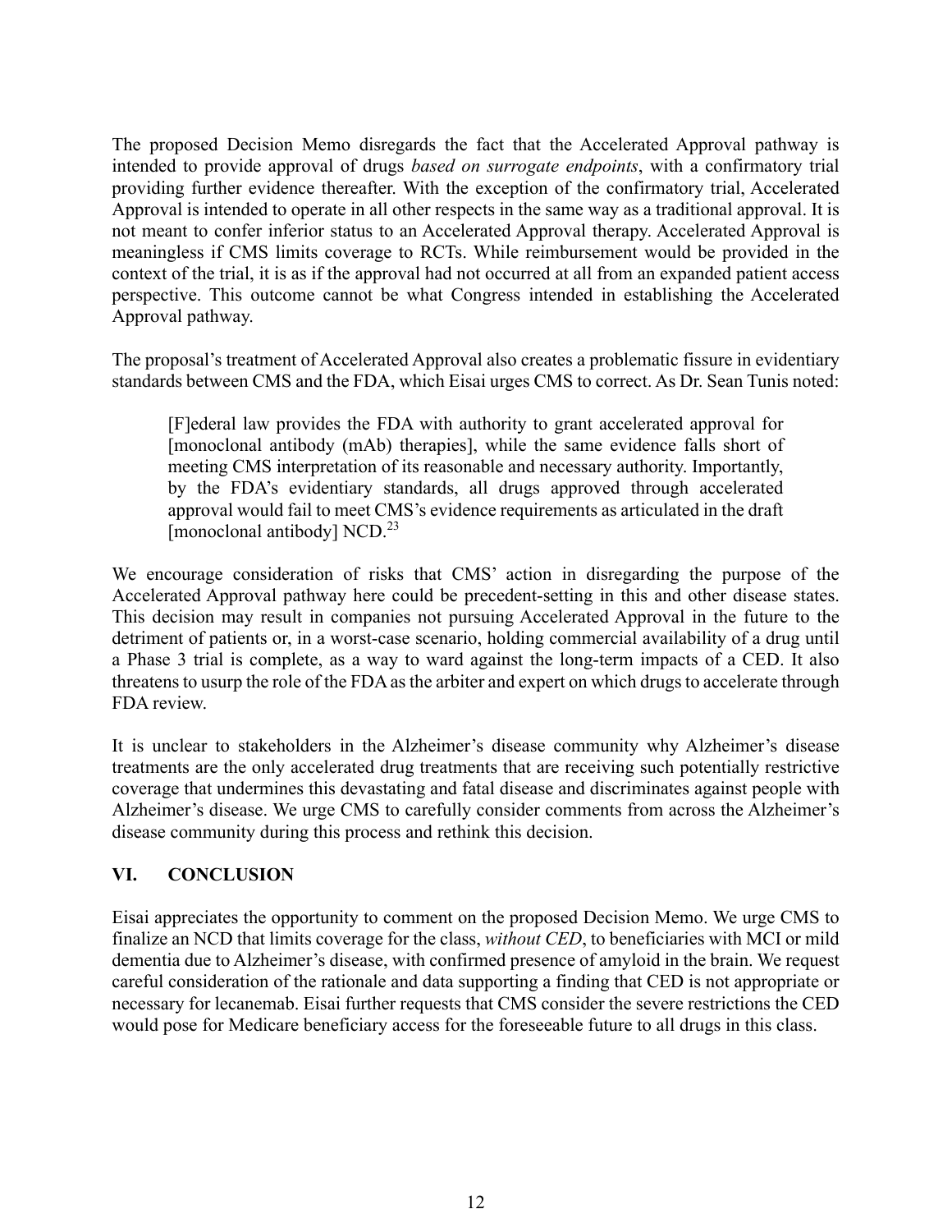The proposed Decision Memo disregards the fact that the Accelerated Approval pathway is intended to provide approval of drugs *based on surrogate endpoints*, with a confirmatory trial providing further evidence thereafter. With the exception of the confirmatory trial, Accelerated Approval is intended to operate in all other respects in the same way as a traditional approval. It is not meant to confer inferior status to an Accelerated Approval therapy. Accelerated Approval is meaningless if CMS limits coverage to RCTs. While reimbursement would be provided in the context of the trial, it is as if the approval had not occurred at all from an expanded patient access perspective. This outcome cannot be what Congress intended in establishing the Accelerated Approval pathway.

The proposal's treatment of Accelerated Approval also creates a problematic fissure in evidentiary standards between CMS and the FDA, which Eisai urges CMS to correct. As Dr. Sean Tunis noted:

> [F]ederal law provides the FDA with authority to grant accelerated approval for [monoclonal antibody (mAb) therapies], while the same evidence falls short of meeting CMS interpretation of its reasonable and necessary authority. Importantly, by the FDA's evidentiary standards, all drugs approved through accelerated approval would fail to meet CMS's evidence requirements as articulated in the draft [monoclonal antibody] NCD.[23]

We encourage consideration of risks that CMS' action in disregarding the purpose of the Accelerated Approval pathway here could be precedent-setting in this and other disease states. This decision may result in companies not pursuing Accelerated Approval in the future to the detriment of patients or, in a worst-case scenario, holding commercial availability of a drug until a Phase 3 trial is complete, as a way to ward against the long-term impacts of a CED. It also threatens to usurp the role of the FDA as the arbiter and expert on which drugs to accelerate through FDA review.

It is unclear to stakeholders in the Alzheimer's disease community why Alzheimer's disease treatments are the only accelerated drug treatments that are receiving such potentially restrictive coverage that undermines this devastating and fatal disease and discriminates against people with Alzheimer's disease. We urge CMS to carefully consider comments from across the Alzheimer's disease community during this process and rethink this decision.

## VI. CONCLUSION

Eisai appreciates the opportunity to comment on the proposed Decision Memo. We urge CMS to finalize an NCD that limits coverage for the class, *without CED*, to beneficiaries with MCI or mild dementia due to Alzheimer's disease, with confirmed presence of amyloid in the brain. We request careful consideration of the rationale and data supporting a finding that CED is not appropriate or necessary for lecanemab. Eisai further requests that CMS consider the severe restrictions the CED would pose for Medicare beneficiary access for the foreseeable future to all drugs in this class.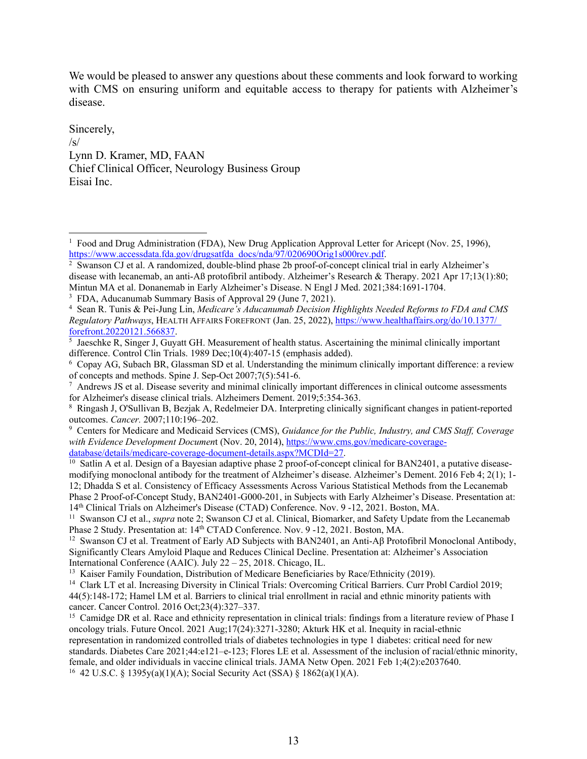We would be pleased to answer any questions about these comments and look forward to working with CMS on ensuring uniform and equitable access to therapy for patients with Alzheimer's disease.

Sincerely,
/s/
Lynn D. Kramer, MD, FAAN
Chief Clinical Officer, Neurology Business Group
Eisai Inc.

---

[1] Food and Drug Administration (FDA), New Drug Application Approval Letter for Aricept (Nov. 25, 1996), https://www.accessdata.fda.gov/drugsatfda_docs/nda/97/020690Orig1s000rev.pdf.

[2] Swanson CJ et al. A randomized, double-blind phase 2b proof-of-concept clinical trial in early Alzheimer's disease with lecanemab, an anti-Aß protofibril antibody. Alzheimer's Research & Therapy. 2021 Apr 17;13(1):80; Mintun MA et al. Donanemab in Early Alzheimer's Disease. N Engl J Med. 2021;384:1691-1704.

[3] FDA, Aducanumab Summary Basis of Approval 29 (June 7, 2021).

[4] Sean R. Tunis & Pei-Jung Lin, *Medicare's Aducanumab Decision Highlights Needed Reforms to FDA and CMS Regulatory Pathways*, HEALTH AFFAIRS FOREFRONT (Jan. 25, 2022), https://www.healthaffairs.org/do/10.1377/forefront.20220121.566837.

[5] Jaeschke R, Singer J, Guyatt GH. Measurement of health status. Ascertaining the minimal clinically important difference. Control Clin Trials. 1989 Dec;10(4):407-15 (emphasis added).

[6] Copay AG, Subach BR, Glassman SD et al. Understanding the minimum clinically important difference: a review of concepts and methods. Spine J. Sep-Oct 2007;7(5):541-6.

[7] Andrews JS et al. Disease severity and minimal clinically important differences in clinical outcome assessments for Alzheimer's disease clinical trials. Alzheimers Dement. 2019;5:354-363.

[8] Ringash J, O'Sullivan B, Bezjak A, Redelmeier DA. Interpreting clinically significant changes in patient-reported outcomes. *Cancer.* 2007;110:196–202.

[9] Centers for Medicare and Medicaid Services (CMS), *Guidance for the Public, Industry, and CMS Staff, Coverage with Evidence Development Documen*t (Nov. 20, 2014), https://www.cms.gov/medicare-coverage-database/details/medicare-coverage-document-details.aspx?MCDId=27.

[10] Satlin A et al. Design of a Bayesian adaptive phase 2 proof-of-concept clinical for BAN2401, a putative disease-modifying monoclonal antibody for the treatment of Alzheimer's disease. Alzheimer's Dement. 2016 Feb 4; 2(1); 1-12; Dhadda S et al. Consistency of Efficacy Assessments Across Various Statistical Methods from the Lecanemab Phase 2 Proof-of-Concept Study, BAN2401-G000-201, in Subjects with Early Alzheimer's Disease. Presentation at: 14th Clinical Trials on Alzheimer's Disease (CTAD) Conference. Nov. 9 -12, 2021. Boston, MA.

[11] Swanson CJ et al., *supra* note 2; Swanson CJ et al. Clinical, Biomarker, and Safety Update from the Lecanemab Phase 2 Study. Presentation at: 14th CTAD Conference. Nov. 9 -12, 2021. Boston, MA.

[12] Swanson CJ et al. Treatment of Early AD Subjects with BAN2401, an Anti-Aβ Protofibril Monoclonal Antibody, Significantly Clears Amyloid Plaque and Reduces Clinical Decline. Presentation at: Alzheimer's Association International Conference (AAIC). July 22 – 25, 2018. Chicago, IL.

[13] Kaiser Family Foundation, Distribution of Medicare Beneficiaries by Race/Ethnicity (2019).

[14] Clark LT et al. Increasing Diversity in Clinical Trials: Overcoming Critical Barriers. Curr Probl Cardiol 2019; 44(5):148-172; Hamel LM et al. Barriers to clinical trial enrollment in racial and ethnic minority patients with cancer. Cancer Control. 2016 Oct;23(4):327–337.

[15] Camidge DR et al. Race and ethnicity representation in clinical trials: findings from a literature review of Phase I oncology trials. Future Oncol. 2021 Aug;17(24):3271-3280; Akturk HK et al. Inequity in racial-ethnic representation in randomized controlled trials of diabetes technologies in type 1 diabetes: critical need for new standards. Diabetes Care 2021;44:e121–e-123; Flores LE et al. Assessment of the inclusion of racial/ethnic minority, female, and older individuals in vaccine clinical trials. JAMA Netw Open. 2021 Feb 1;4(2):e2037640.

[16] 42 U.S.C. § 1395y(a)(1)(A); Social Security Act (SSA) § 1862(a)(1)(A).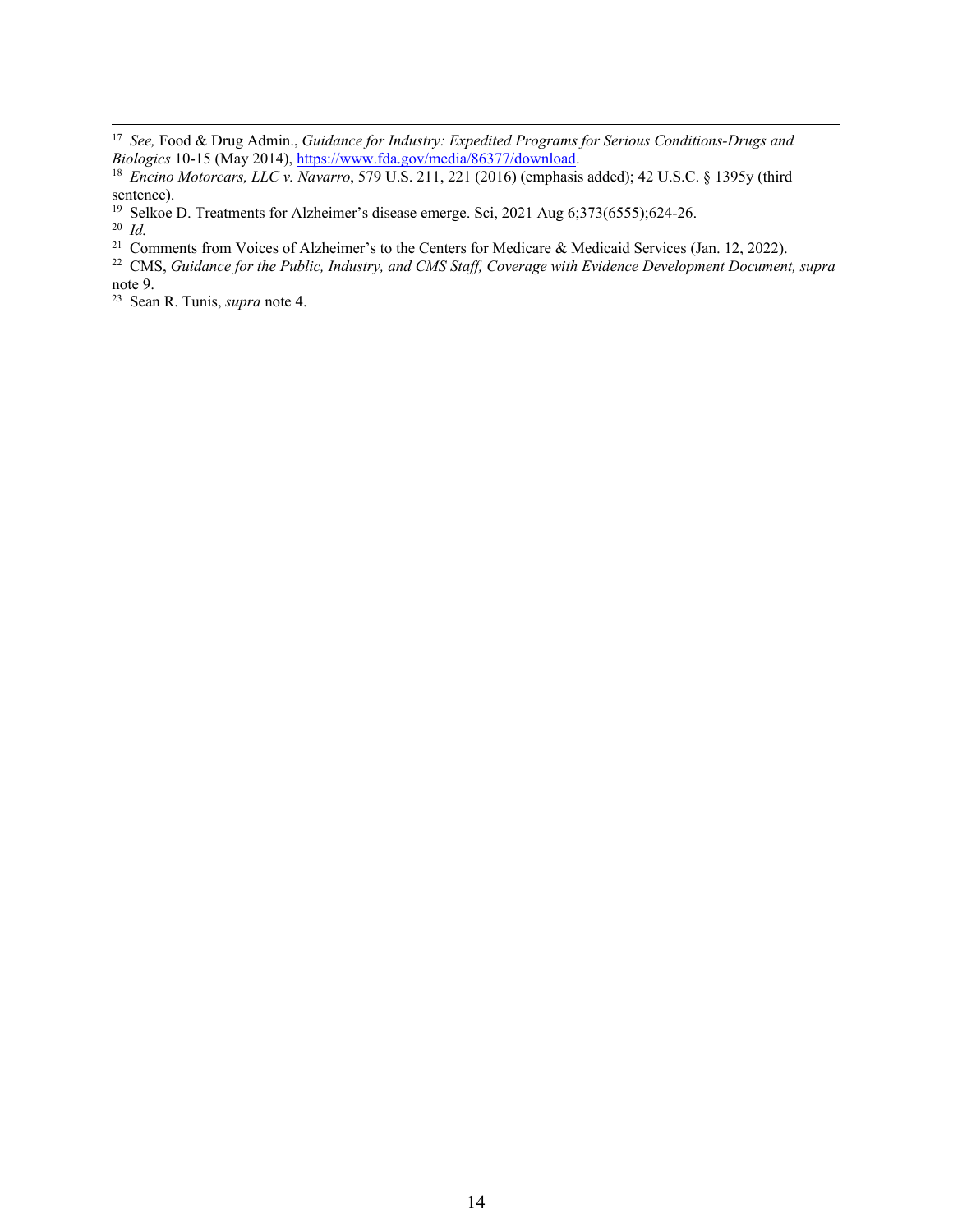[17] *See,* Food & Drug Admin., *Guidance for Industry: Expedited Programs for Serious Conditions-Drugs and Biologics* 10-15 (May 2014), https://www.fda.gov/media/86377/download.

[18] *Encino Motorcars, LLC v. Navarro*, 579 U.S. 211, 221 (2016) (emphasis added); 42 U.S.C. § 1395y (third sentence).

[19] Selkoe D. Treatments for Alzheimer's disease emerge. Sci, 2021 Aug 6;373(6555);624-26.

[20] *Id.*

[21] Comments from Voices of Alzheimer's to the Centers for Medicare & Medicaid Services (Jan. 12, 2022).

[22] CMS, *Guidance for the Public, Industry, and CMS Staff, Coverage with Evidence Development Document, supra* note 9.

[23] Sean R. Tunis, *supra* note 4.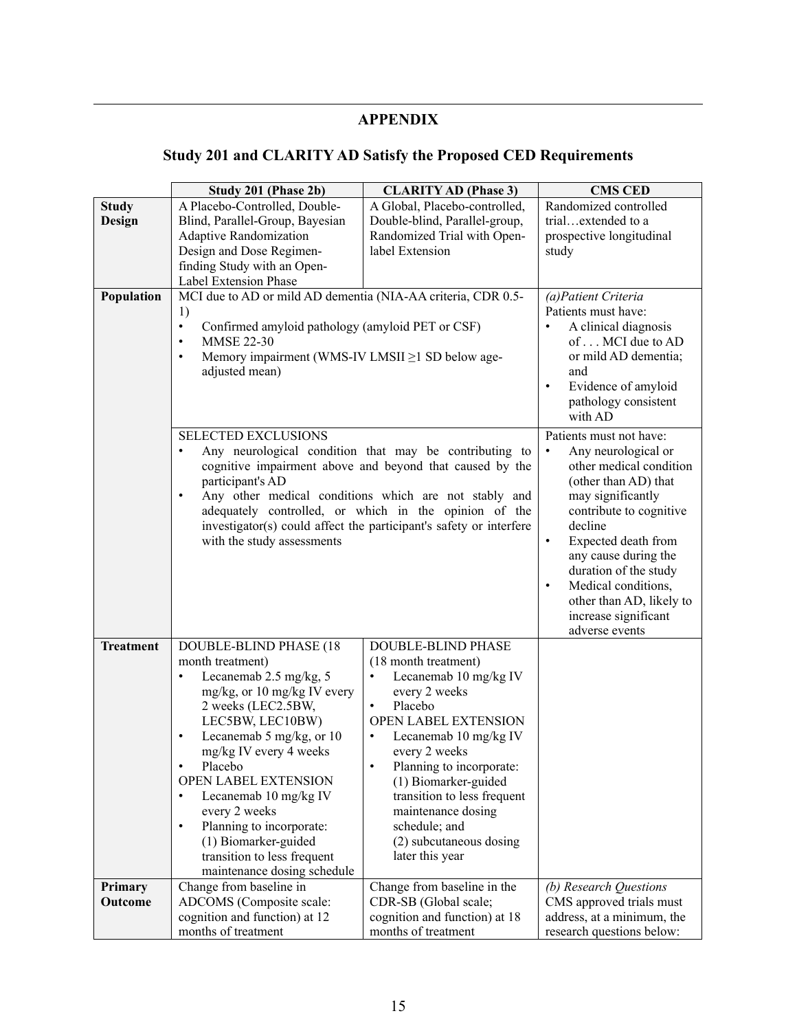## APPENDIX

## Study 201 and CLARITY AD Satisfy the Proposed CED Requirements

| | Study 201 (Phase 2b) | CLARITY AD (Phase 3) | CMS CED |
|---|---|---|---|
| **Study Design** | A Placebo-Controlled, Double-Blind, Parallel-Group, Bayesian Adaptive Randomization Design and Dose Regimen-finding Study with an Open-Label Extension Phase | A Global, Placebo-controlled, Double-blind, Parallel-group, Randomized Trial with Open-label Extension | Randomized controlled trial…extended to a prospective longitudinal study |
| **Population** | MCI due to AD or mild AD dementia (NIA-AA criteria, CDR 0.5-1)<br>• Confirmed amyloid pathology (amyloid PET or CSF)<br>• MMSE 22-30<br>• Memory impairment (WMS-IV LMSII ≥1 SD below age-adjusted mean) | | *(a)Patient Criteria*<br>Patients must have:<br>• A clinical diagnosis of . . . MCI due to AD or mild AD dementia; and<br>• Evidence of amyloid pathology consistent with AD |
| | SELECTED EXCLUSIONS<br>• Any neurological condition that may be contributing to cognitive impairment above and beyond that caused by the participant's AD<br>• Any other medical conditions which are not stably and adequately controlled, or which in the opinion of the investigator(s) could affect the participant's safety or interfere with the study assessments | | Patients must not have:<br>• Any neurological or other medical condition (other than AD) that may significantly contribute to cognitive decline<br>• Expected death from any cause during the duration of the study<br>• Medical conditions, other than AD, likely to increase significant adverse events |
| **Treatment** | DOUBLE-BLIND PHASE (18 month treatment)<br>• Lecanemab 2.5 mg/kg, 5 mg/kg, or 10 mg/kg IV every 2 weeks (LEC2.5BW, LEC5BW, LEC10BW)<br>• Lecanemab 5 mg/kg, or 10 mg/kg IV every 4 weeks<br>• Placebo<br>OPEN LABEL EXTENSION<br>• Lecanemab 10 mg/kg IV every 2 weeks<br>• Planning to incorporate: (1) Biomarker-guided transition to less frequent maintenance dosing schedule | DOUBLE-BLIND PHASE (18 month treatment)<br>• Lecanemab 10 mg/kg IV every 2 weeks<br>• Placebo<br>OPEN LABEL EXTENSION<br>• Lecanemab 10 mg/kg IV every 2 weeks<br>• Planning to incorporate: (1) Biomarker-guided transition to less frequent maintenance dosing schedule; and (2) subcutaneous dosing later this year | |
| **Primary Outcome** | Change from baseline in ADCOMS (Composite scale: cognition and function) at 12 months of treatment | Change from baseline in the CDR-SB (Global scale; cognition and function) at 18 months of treatment | *(b) Research Questions*<br>CMS approved trials must address, at a minimum, the research questions below: |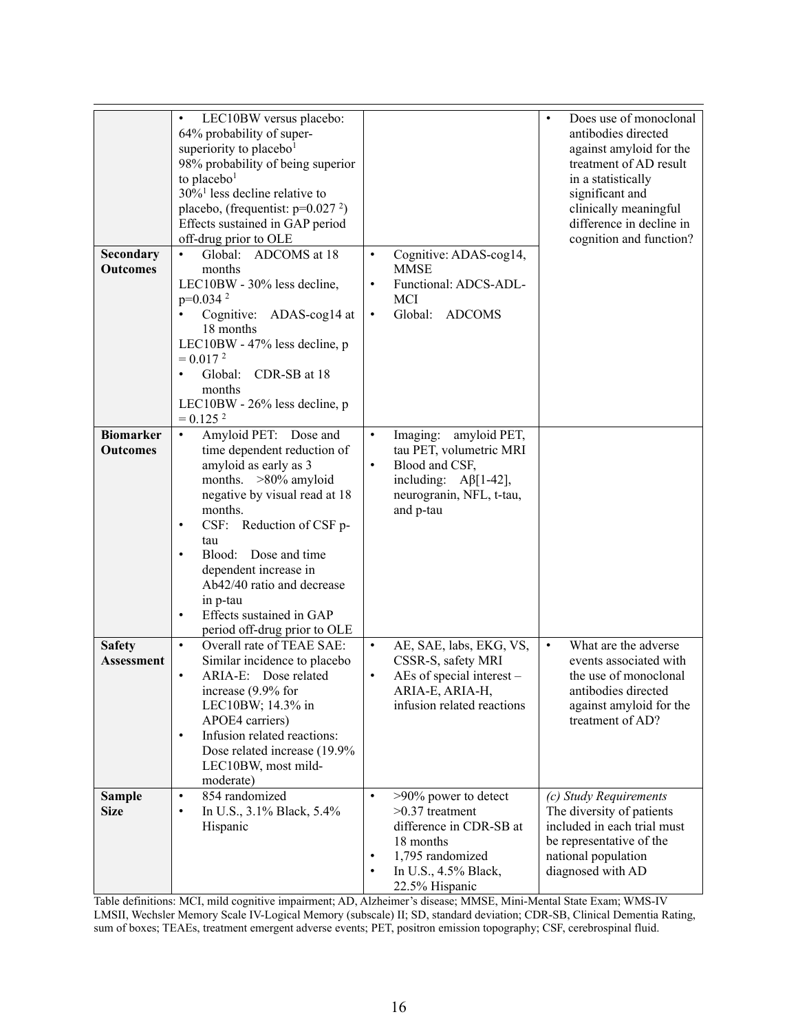| | | | |
|---|---|---|---|
| | • LEC10BW versus placebo: 64% probability of super-superiority to placebo[1] 98% probability of being superior to placebo[1] 30%[1] less decline relative to placebo, (frequentist: p=0.027 [2]) Effects sustained in GAP period off-drug prior to OLE | | • Does use of monoclonal antibodies directed against amyloid for the treatment of AD result in a statistically significant and clinically meaningful difference in decline in cognition and function? |
| **Secondary Outcomes** | • Global: ADCOMS at 18 months LEC10BW - 30% less decline, p=0.034 [2] • Cognitive: ADAS-cog14 at 18 months LEC10BW - 47% less decline, p = 0.017 [2] • Global: CDR-SB at 18 months LEC10BW - 26% less decline, p = 0.125 [2] | • Cognitive: ADAS-cog14, MMSE • Functional: ADCS-ADL-MCI • Global: ADCOMS | |
| **Biomarker Outcomes** | • Amyloid PET: Dose and time dependent reduction of amyloid as early as 3 months. >80% amyloid negative by visual read at 18 months. • CSF: Reduction of CSF p-tau • Blood: Dose and time dependent increase in Ab42/40 ratio and decrease in p-tau • Effects sustained in GAP period off-drug prior to OLE | • Imaging: amyloid PET, tau PET, volumetric MRI • Blood and CSF, including: Aβ[1-42], neurogranin, NFL, t-tau, and p-tau | |
| **Safety Assessment** | • Overall rate of TEAE SAE: Similar incidence to placebo • ARIA-E: Dose related increase (9.9% for LEC10BW; 14.3% in APOE4 carriers) • Infusion related reactions: Dose related increase (19.9% LEC10BW, most mild-moderate) | • AE, SAE, labs, EKG, VS, CSSR-S, safety MRI • AEs of special interest – ARIA-E, ARIA-H, infusion related reactions | • What are the adverse events associated with the use of monoclonal antibodies directed against amyloid for the treatment of AD? |
| **Sample Size** | • 854 randomized • In U.S., 3.1% Black, 5.4% Hispanic | • >90% power to detect >0.37 treatment difference in CDR-SB at 18 months • 1,795 randomized • In U.S., 4.5% Black, 22.5% Hispanic | *(c) Study Requirements* The diversity of patients included in each trial must be representative of the national population diagnosed with AD |

Table definitions: MCI, mild cognitive impairment; AD, Alzheimer's disease; MMSE, Mini-Mental State Exam; WMS-IV LMSII, Wechsler Memory Scale IV-Logical Memory (subscale) II; SD, standard deviation; CDR-SB, Clinical Dementia Rating, sum of boxes; TEAEs, treatment emergent adverse events; PET, positron emission topography; CSF, cerebrospinal fluid.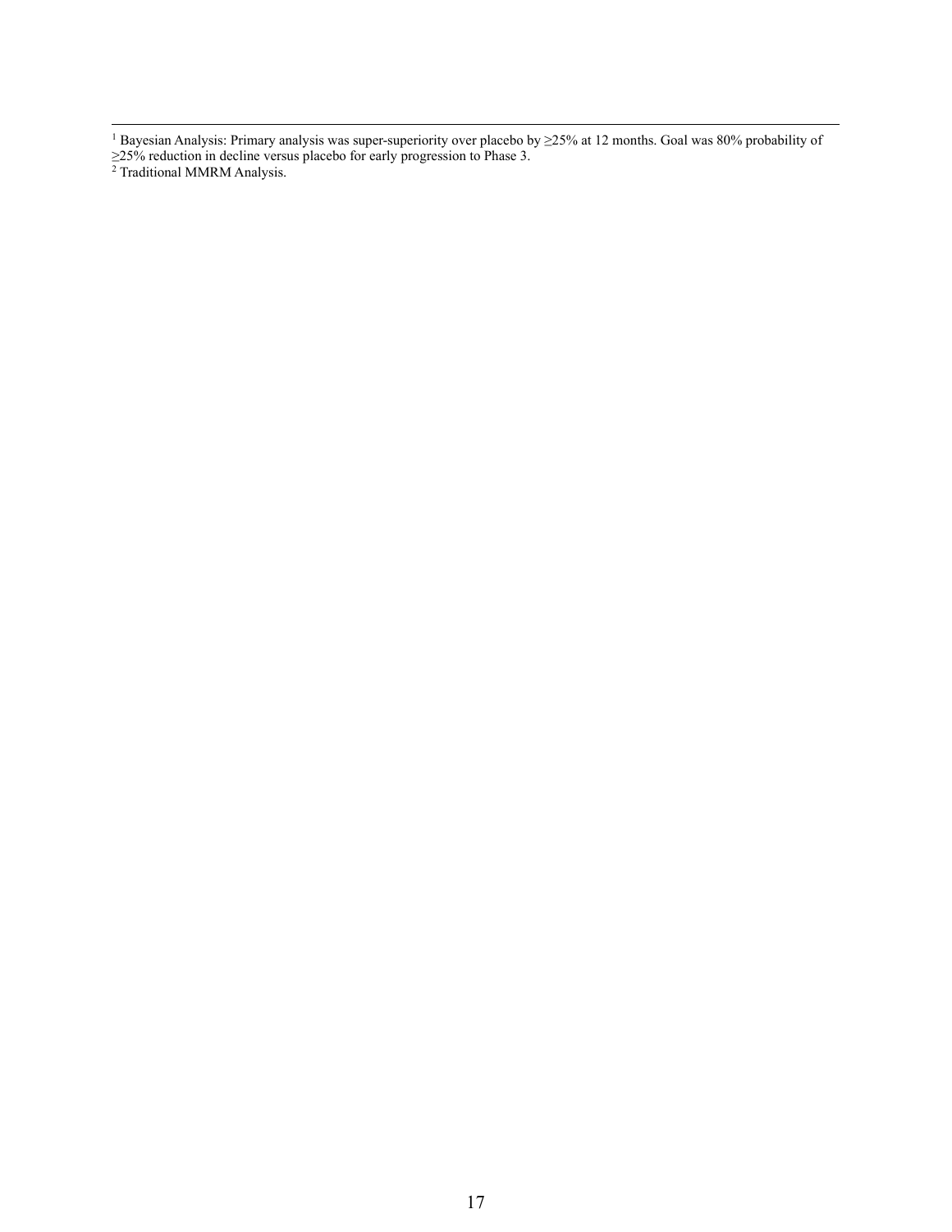[1] Bayesian Analysis: Primary analysis was super-superiority over placebo by ≥25% at 12 months. Goal was 80% probability of ≥25% reduction in decline versus placebo for early progression to Phase 3.

[2] Traditional MMRM Analysis.